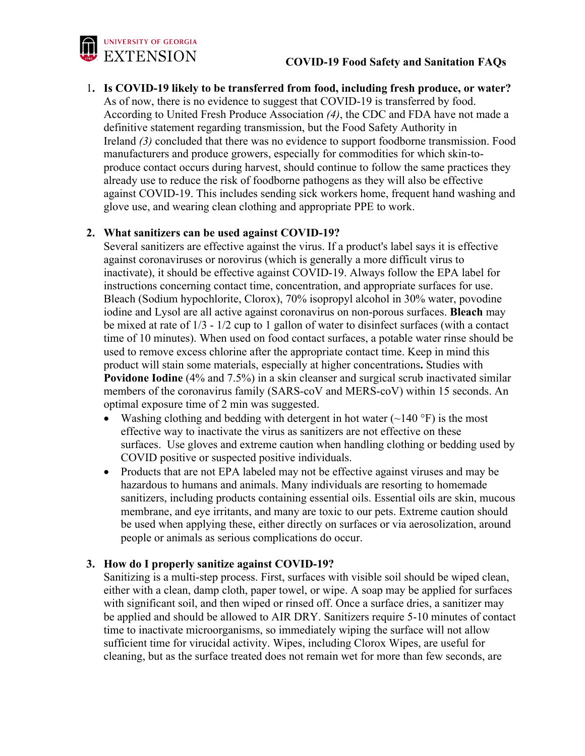UNIVERSITY OF GEORGIA
EXTENSION

# COVID-19 Food Safety and Sanitation FAQs

1. **Is COVID-19 likely to be transferred from food, including fresh produce, or water?**
   As of now, there is no evidence to suggest that COVID-19 is transferred by food. According to United Fresh Produce Association *(4)*, the CDC and FDA have not made a definitive statement regarding transmission, but the Food Safety Authority in Ireland *(3)* concluded that there was no evidence to support foodborne transmission. Food manufacturers and produce growers, especially for commodities for which skin-to-produce contact occurs during harvest, should continue to follow the same practices they already use to reduce the risk of foodborne pathogens as they will also be effective against COVID-19. This includes sending sick workers home, frequent hand washing and glove use, and wearing clean clothing and appropriate PPE to work.

2. **What sanitizers can be used against COVID-19?**
   Several sanitizers are effective against the virus. If a product's label says it is effective against coronaviruses or norovirus (which is generally a more difficult virus to inactivate), it should be effective against COVID-19. Always follow the EPA label for instructions concerning contact time, concentration, and appropriate surfaces for use. Bleach (Sodium hypochlorite, Clorox), 70% isopropyl alcohol in 30% water, povodine iodine and Lysol are all active against coronavirus on non-porous surfaces. **Bleach** may be mixed at rate of 1/3 - 1/2 cup to 1 gallon of water to disinfect surfaces (with a contact time of 10 minutes). When used on food contact surfaces, a potable water rinse should be used to remove excess chlorine after the appropriate contact time. Keep in mind this product will stain some materials, especially at higher concentrations**.** Studies with **Povidone Iodine** (4% and 7.5%) in a skin cleanser and surgical scrub inactivated similar members of the coronavirus family (SARS-coV and MERS-coV) within 15 seconds. An optimal exposure time of 2 min was suggested.
   - Washing clothing and bedding with detergent in hot water (~140 °F) is the most effective way to inactivate the virus as sanitizers are not effective on these surfaces. Use gloves and extreme caution when handling clothing or bedding used by COVID positive or suspected positive individuals.
   - Products that are not EPA labeled may not be effective against viruses and may be hazardous to humans and animals. Many individuals are resorting to homemade sanitizers, including products containing essential oils. Essential oils are skin, mucous membrane, and eye irritants, and many are toxic to our pets. Extreme caution should be used when applying these, either directly on surfaces or via aerosolization, around people or animals as serious complications do occur.

3. **How do I properly sanitize against COVID-19?**
   Sanitizing is a multi-step process. First, surfaces with visible soil should be wiped clean, either with a clean, damp cloth, paper towel, or wipe. A soap may be applied for surfaces with significant soil, and then wiped or rinsed off. Once a surface dries, a sanitizer may be applied and should be allowed to AIR DRY. Sanitizers require 5-10 minutes of contact time to inactivate microorganisms, so immediately wiping the surface will not allow sufficient time for virucidal activity. Wipes, including Clorox Wipes, are useful for cleaning, but as the surface treated does not remain wet for more than few seconds, are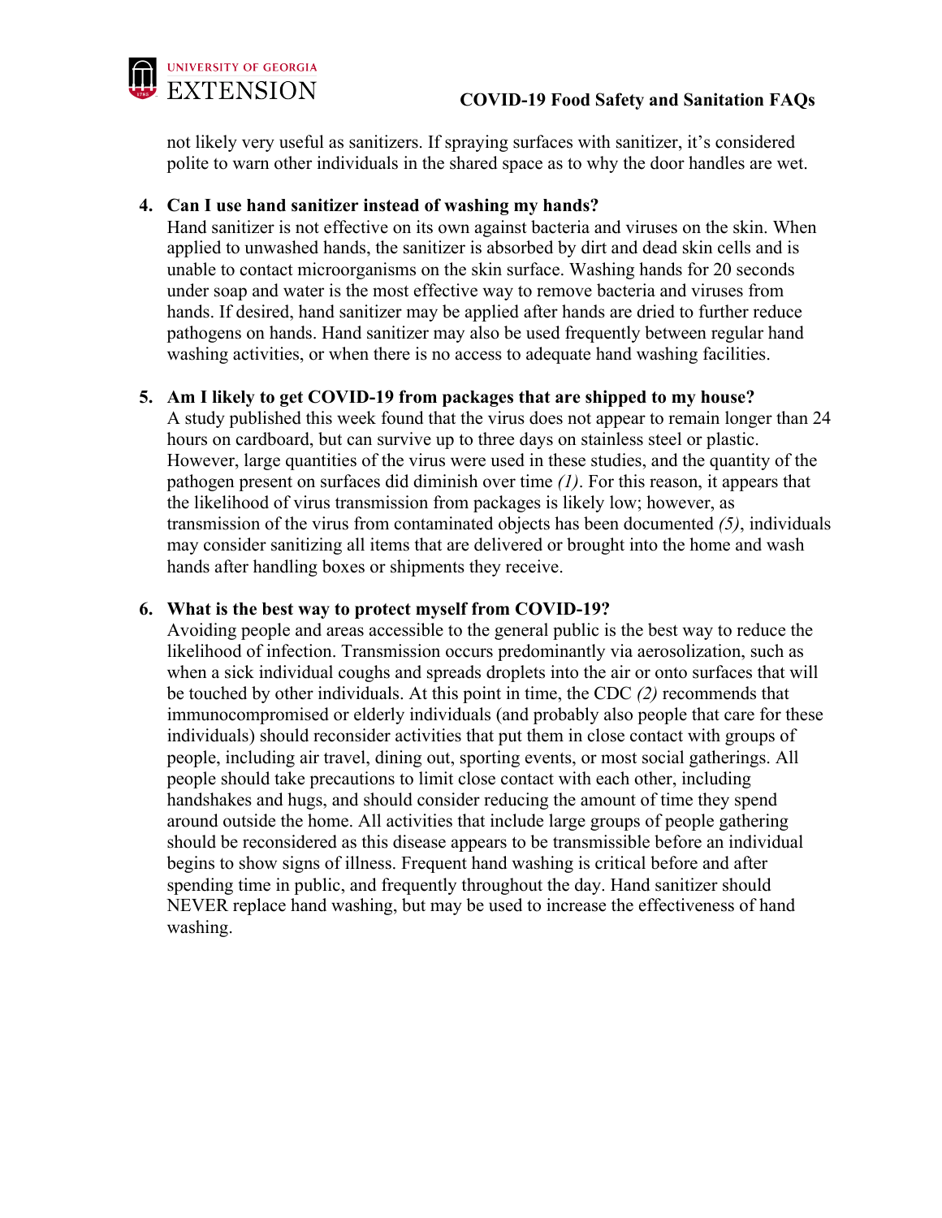not likely very useful as sanitizers. If spraying surfaces with sanitizer, it's considered polite to warn other individuals in the shared space as to why the door handles are wet.

4. **Can I use hand sanitizer instead of washing my hands?**
   Hand sanitizer is not effective on its own against bacteria and viruses on the skin. When applied to unwashed hands, the sanitizer is absorbed by dirt and dead skin cells and is unable to contact microorganisms on the skin surface. Washing hands for 20 seconds under soap and water is the most effective way to remove bacteria and viruses from hands. If desired, hand sanitizer may be applied after hands are dried to further reduce pathogens on hands. Hand sanitizer may also be used frequently between regular hand washing activities, or when there is no access to adequate hand washing facilities.

5. **Am I likely to get COVID-19 from packages that are shipped to my house?**
   A study published this week found that the virus does not appear to remain longer than 24 hours on cardboard, but can survive up to three days on stainless steel or plastic. However, large quantities of the virus were used in these studies, and the quantity of the pathogen present on surfaces did diminish over time *(1)*. For this reason, it appears that the likelihood of virus transmission from packages is likely low; however, as transmission of the virus from contaminated objects has been documented *(5)*, individuals may consider sanitizing all items that are delivered or brought into the home and wash hands after handling boxes or shipments they receive.

6. **What is the best way to protect myself from COVID-19?**
   Avoiding people and areas accessible to the general public is the best way to reduce the likelihood of infection. Transmission occurs predominantly via aerosolization, such as when a sick individual coughs and spreads droplets into the air or onto surfaces that will be touched by other individuals. At this point in time, the CDC *(2)* recommends that immunocompromised or elderly individuals (and probably also people that care for these individuals) should reconsider activities that put them in close contact with groups of people, including air travel, dining out, sporting events, or most social gatherings. All people should take precautions to limit close contact with each other, including handshakes and hugs, and should consider reducing the amount of time they spend around outside the home. All activities that include large groups of people gathering should be reconsidered as this disease appears to be transmissible before an individual begins to show signs of illness. Frequent hand washing is critical before and after spending time in public, and frequently throughout the day. Hand sanitizer should NEVER replace hand washing, but may be used to increase the effectiveness of hand washing.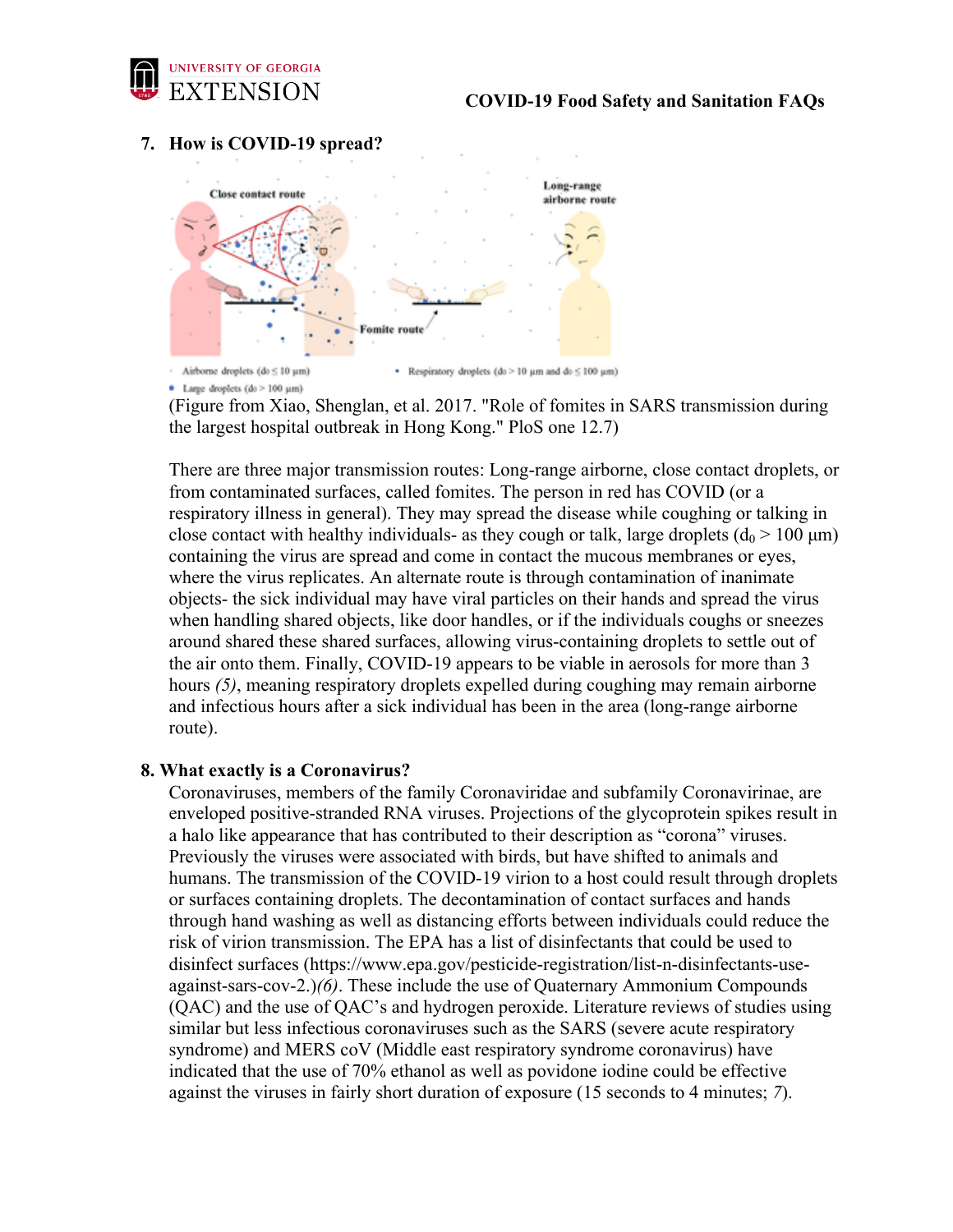## 7. How is COVID-19 spread?

(Figure from Xiao, Shenglan, et al. 2017. "Role of fomites in SARS transmission during the largest hospital outbreak in Hong Kong." PloS one 12.7)

There are three major transmission routes: Long-range airborne, close contact droplets, or from contaminated surfaces, called fomites. The person in red has COVID (or a respiratory illness in general). They may spread the disease while coughing or talking in close contact with healthy individuals- as they cough or talk, large droplets ($d_0$ > 100 µm) containing the virus are spread and come in contact the mucous membranes or eyes, where the virus replicates. An alternate route is through contamination of inanimate objects- the sick individual may have viral particles on their hands and spread the virus when handling shared objects, like door handles, or if the individuals coughs or sneezes around shared these shared surfaces, allowing virus-containing droplets to settle out of the air onto them. Finally, COVID-19 appears to be viable in aerosols for more than 3 hours *(5)*, meaning respiratory droplets expelled during coughing may remain airborne and infectious hours after a sick individual has been in the area (long-range airborne route).

## 8. What exactly is a Coronavirus?

Coronaviruses, members of the family Coronaviridae and subfamily Coronavirinae, are enveloped positive-stranded RNA viruses. Projections of the glycoprotein spikes result in a halo like appearance that has contributed to their description as "corona" viruses. Previously the viruses were associated with birds, but have shifted to animals and humans. The transmission of the COVID-19 virion to a host could result through droplets or surfaces containing droplets. The decontamination of contact surfaces and hands through hand washing as well as distancing efforts between individuals could reduce the risk of virion transmission. The EPA has a list of disinfectants that could be used to disinfect surfaces (https://www.epa.gov/pesticide-registration/list-n-disinfectants-use-against-sars-cov-2.)*(6)*. These include the use of Quaternary Ammonium Compounds (QAC) and the use of QAC's and hydrogen peroxide. Literature reviews of studies using similar but less infectious coronaviruses such as the SARS (severe acute respiratory syndrome) and MERS coV (Middle east respiratory syndrome coronavirus) have indicated that the use of 70% ethanol as well as povidone iodine could be effective against the viruses in fairly short duration of exposure (15 seconds to 4 minutes; *7*).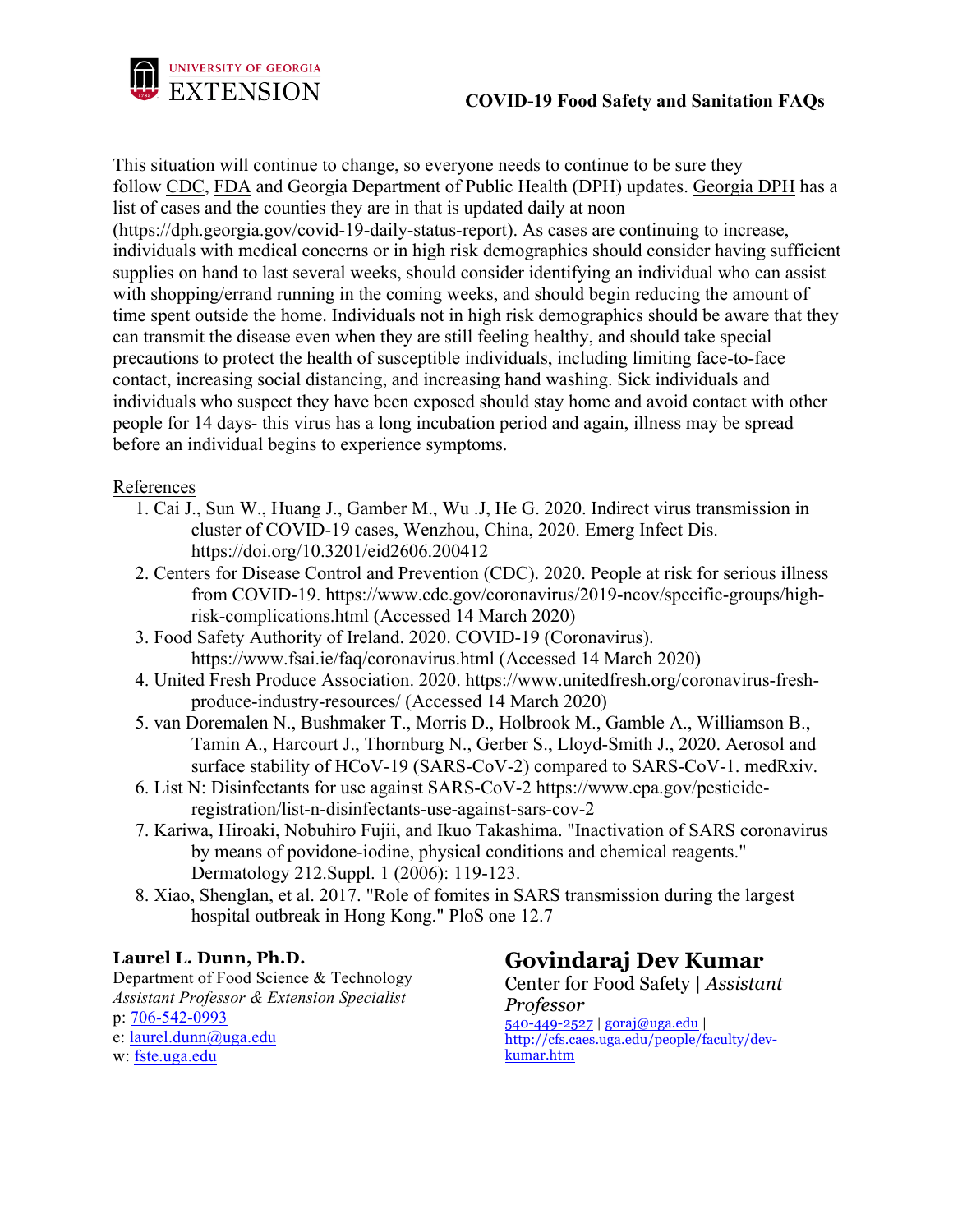This situation will continue to change, so everyone needs to continue to be sure they follow CDC, FDA and Georgia Department of Public Health (DPH) updates. Georgia DPH has a list of cases and the counties they are in that is updated daily at noon (https://dph.georgia.gov/covid-19-daily-status-report). As cases are continuing to increase, individuals with medical concerns or in high risk demographics should consider having sufficient supplies on hand to last several weeks, should consider identifying an individual who can assist with shopping/errand running in the coming weeks, and should begin reducing the amount of time spent outside the home. Individuals not in high risk demographics should be aware that they can transmit the disease even when they are still feeling healthy, and should take special precautions to protect the health of susceptible individuals, including limiting face-to-face contact, increasing social distancing, and increasing hand washing. Sick individuals and individuals who suspect they have been exposed should stay home and avoid contact with other people for 14 days- this virus has a long incubation period and again, illness may be spread before an individual begins to experience symptoms.

References

1. Cai J., Sun W., Huang J., Gamber M., Wu .J, He G. 2020. Indirect virus transmission in cluster of COVID-19 cases, Wenzhou, China, 2020. Emerg Infect Dis. https://doi.org/10.3201/eid2606.200412
2. Centers for Disease Control and Prevention (CDC). 2020. People at risk for serious illness from COVID-19. https://www.cdc.gov/coronavirus/2019-ncov/specific-groups/high-risk-complications.html (Accessed 14 March 2020)
3. Food Safety Authority of Ireland. 2020. COVID-19 (Coronavirus). https://www.fsai.ie/faq/coronavirus.html (Accessed 14 March 2020)
4. United Fresh Produce Association. 2020. https://www.unitedfresh.org/coronavirus-fresh-produce-industry-resources/ (Accessed 14 March 2020)
5. van Doremalen N., Bushmaker T., Morris D., Holbrook M., Gamble A., Williamson B., Tamin A., Harcourt J., Thornburg N., Gerber S., Lloyd-Smith J., 2020. Aerosol and surface stability of HCoV-19 (SARS-CoV-2) compared to SARS-CoV-1. medRxiv.
6. List N: Disinfectants for use against SARS-CoV-2 https://www.epa.gov/pesticide-registration/list-n-disinfectants-use-against-sars-cov-2
7. Kariwa, Hiroaki, Nobuhiro Fujii, and Ikuo Takashima. "Inactivation of SARS coronavirus by means of povidone-iodine, physical conditions and chemical reagents." Dermatology 212.Suppl. 1 (2006): 119-123.
8. Xiao, Shenglan, et al. 2017. "Role of fomites in SARS transmission during the largest hospital outbreak in Hong Kong." PloS one 12.7

**Laurel L. Dunn, Ph.D.**
Department of Food Science & Technology
*Assistant Professor & Extension Specialist*
p: 706-542-0993
e: laurel.dunn@uga.edu
w: fste.uga.edu

**Govindaraj Dev Kumar**
Center for Food Safety | *Assistant Professor*
540-449-2527 | goraj@uga.edu | http://cfs.caes.uga.edu/people/faculty/dev-kumar.htm